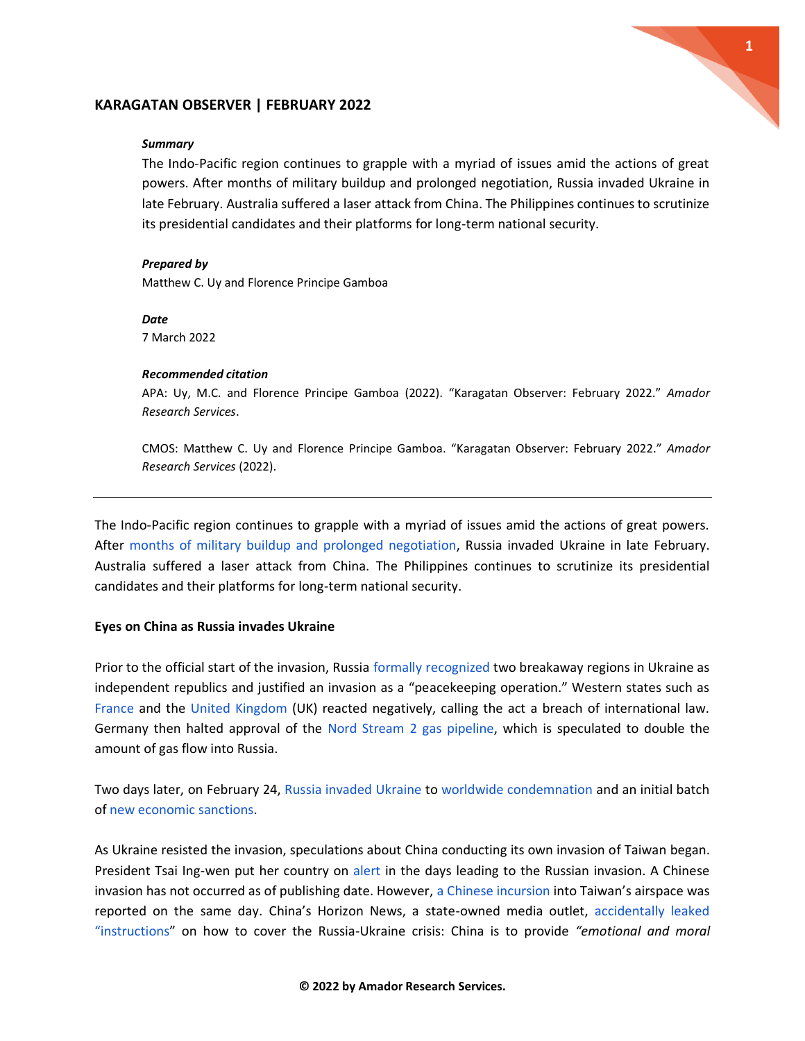## KARAGATAN OBSERVER | FEBRUARY 2022

***Summary***

The Indo-Pacific region continues to grapple with a myriad of issues amid the actions of great powers. After months of military buildup and prolonged negotiation, Russia invaded Ukraine in late February. Australia suffered a laser attack from China. The Philippines continues to scrutinize its presidential candidates and their platforms for long-term national security.

***Prepared by***

Matthew C. Uy and Florence Principe Gamboa

***Date***

7 March 2022

***Recommended citation***

APA: Uy, M.C. and Florence Principe Gamboa (2022). "Karagatan Observer: February 2022." *Amador Research Services*.

CMOS: Matthew C. Uy and Florence Principe Gamboa. "Karagatan Observer: February 2022." *Amador Research Services* (2022).

---

The Indo-Pacific region continues to grapple with a myriad of issues amid the actions of great powers. After months of military buildup and prolonged negotiation, Russia invaded Ukraine in late February. Australia suffered a laser attack from China. The Philippines continues to scrutinize its presidential candidates and their platforms for long-term national security.

**Eyes on China as Russia invades Ukraine**

Prior to the official start of the invasion, Russia formally recognized two breakaway regions in Ukraine as independent republics and justified an invasion as a "peacekeeping operation." Western states such as France and the United Kingdom (UK) reacted negatively, calling the act a breach of international law. Germany then halted approval of the Nord Stream 2 gas pipeline, which is speculated to double the amount of gas flow into Russia.

Two days later, on February 24, Russia invaded Ukraine to worldwide condemnation and an initial batch of new economic sanctions.

As Ukraine resisted the invasion, speculations about China conducting its own invasion of Taiwan began. President Tsai Ing-wen put her country on alert in the days leading to the Russian invasion. A Chinese invasion has not occurred as of publishing date. However, a Chinese incursion into Taiwan's airspace was reported on the same day. China's Horizon News, a state-owned media outlet, accidentally leaked "instructions" on how to cover the Russia-Ukraine crisis: China is to provide *"emotional and moral*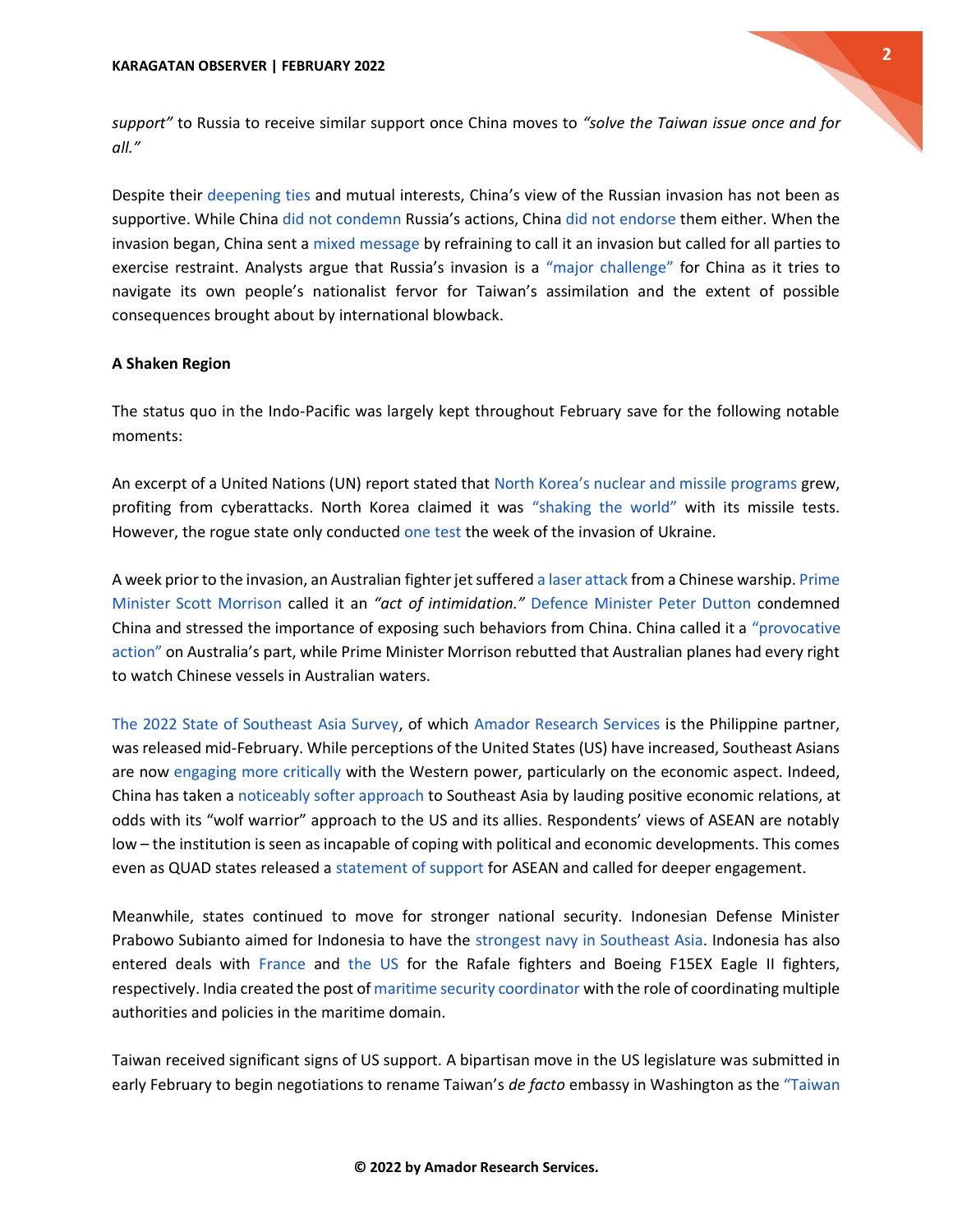*support"* to Russia to receive similar support once China moves to *"solve the Taiwan issue once and for all."*

Despite their deepening ties and mutual interests, China's view of the Russian invasion has not been as supportive. While China did not condemn Russia's actions, China did not endorse them either. When the invasion began, China sent a mixed message by refraining to call it an invasion but called for all parties to exercise restraint. Analysts argue that Russia's invasion is a "major challenge" for China as it tries to navigate its own people's nationalist fervor for Taiwan's assimilation and the extent of possible consequences brought about by international blowback.

**A Shaken Region**

The status quo in the Indo-Pacific was largely kept throughout February save for the following notable moments:

An excerpt of a United Nations (UN) report stated that North Korea's nuclear and missile programs grew, profiting from cyberattacks. North Korea claimed it was "shaking the world" with its missile tests. However, the rogue state only conducted one test the week of the invasion of Ukraine.

A week prior to the invasion, an Australian fighter jet suffered a laser attack from a Chinese warship. Prime Minister Scott Morrison called it an *"act of intimidation."* Defence Minister Peter Dutton condemned China and stressed the importance of exposing such behaviors from China. China called it a "provocative action" on Australia's part, while Prime Minister Morrison rebutted that Australian planes had every right to watch Chinese vessels in Australian waters.

The 2022 State of Southeast Asia Survey, of which Amador Research Services is the Philippine partner, was released mid-February. While perceptions of the United States (US) have increased, Southeast Asians are now engaging more critically with the Western power, particularly on the economic aspect. Indeed, China has taken a noticeably softer approach to Southeast Asia by lauding positive economic relations, at odds with its "wolf warrior" approach to the US and its allies. Respondents' views of ASEAN are notably low – the institution is seen as incapable of coping with political and economic developments. This comes even as QUAD states released a statement of support for ASEAN and called for deeper engagement.

Meanwhile, states continued to move for stronger national security. Indonesian Defense Minister Prabowo Subianto aimed for Indonesia to have the strongest navy in Southeast Asia. Indonesia has also entered deals with France and the US for the Rafale fighters and Boeing F15EX Eagle II fighters, respectively. India created the post of maritime security coordinator with the role of coordinating multiple authorities and policies in the maritime domain.

Taiwan received significant signs of US support. A bipartisan move in the US legislature was submitted in early February to begin negotiations to rename Taiwan's *de facto* embassy in Washington as the "Taiwan

**© 2022 by Amador Research Services.**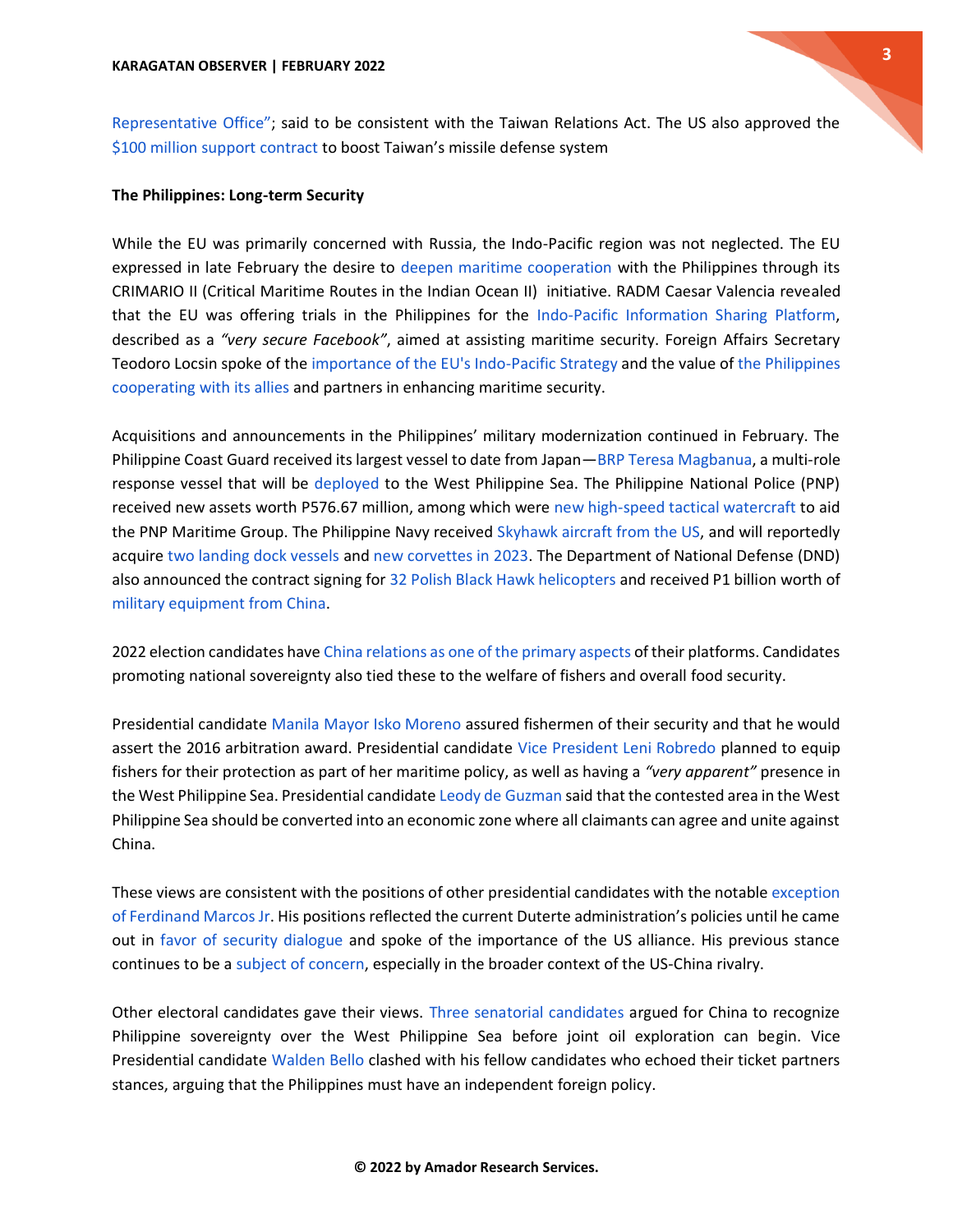Representative Office"; said to be consistent with the Taiwan Relations Act. The US also approved the $100 million support contract to boost Taiwan's missile defense system

**The Philippines: Long-term Security**

While the EU was primarily concerned with Russia, the Indo-Pacific region was not neglected. The EU expressed in late February the desire to deepen maritime cooperation with the Philippines through its CRIMARIO II (Critical Maritime Routes in the Indian Ocean II) initiative. RADM Caesar Valencia revealed that the EU was offering trials in the Philippines for the Indo-Pacific Information Sharing Platform, described as a *"very secure Facebook"*, aimed at assisting maritime security. Foreign Affairs Secretary Teodoro Locsin spoke of the importance of the EU's Indo-Pacific Strategy and the value of the Philippines cooperating with its allies and partners in enhancing maritime security.

Acquisitions and announcements in the Philippines' military modernization continued in February. The Philippine Coast Guard received its largest vessel to date from Japan—BRP Teresa Magbanua, a multi-role response vessel that will be deployed to the West Philippine Sea. The Philippine National Police (PNP) received new assets worth P576.67 million, among which were new high-speed tactical watercraft to aid the PNP Maritime Group. The Philippine Navy received Skyhawk aircraft from the US, and will reportedly acquire two landing dock vessels and new corvettes in 2023. The Department of National Defense (DND) also announced the contract signing for 32 Polish Black Hawk helicopters and received P1 billion worth of military equipment from China.

2022 election candidates have China relations as one of the primary aspects of their platforms. Candidates promoting national sovereignty also tied these to the welfare of fishers and overall food security.

Presidential candidate Manila Mayor Isko Moreno assured fishermen of their security and that he would assert the 2016 arbitration award. Presidential candidate Vice President Leni Robredo planned to equip fishers for their protection as part of her maritime policy, as well as having a *"very apparent"* presence in the West Philippine Sea. Presidential candidate Leody de Guzman said that the contested area in the West Philippine Sea should be converted into an economic zone where all claimants can agree and unite against China.

These views are consistent with the positions of other presidential candidates with the notable exception of Ferdinand Marcos Jr. His positions reflected the current Duterte administration's policies until he came out in favor of security dialogue and spoke of the importance of the US alliance. His previous stance continues to be a subject of concern, especially in the broader context of the US-China rivalry.

Other electoral candidates gave their views. Three senatorial candidates argued for China to recognize Philippine sovereignty over the West Philippine Sea before joint oil exploration can begin. Vice Presidential candidate Walden Bello clashed with his fellow candidates who echoed their ticket partners stances, arguing that the Philippines must have an independent foreign policy.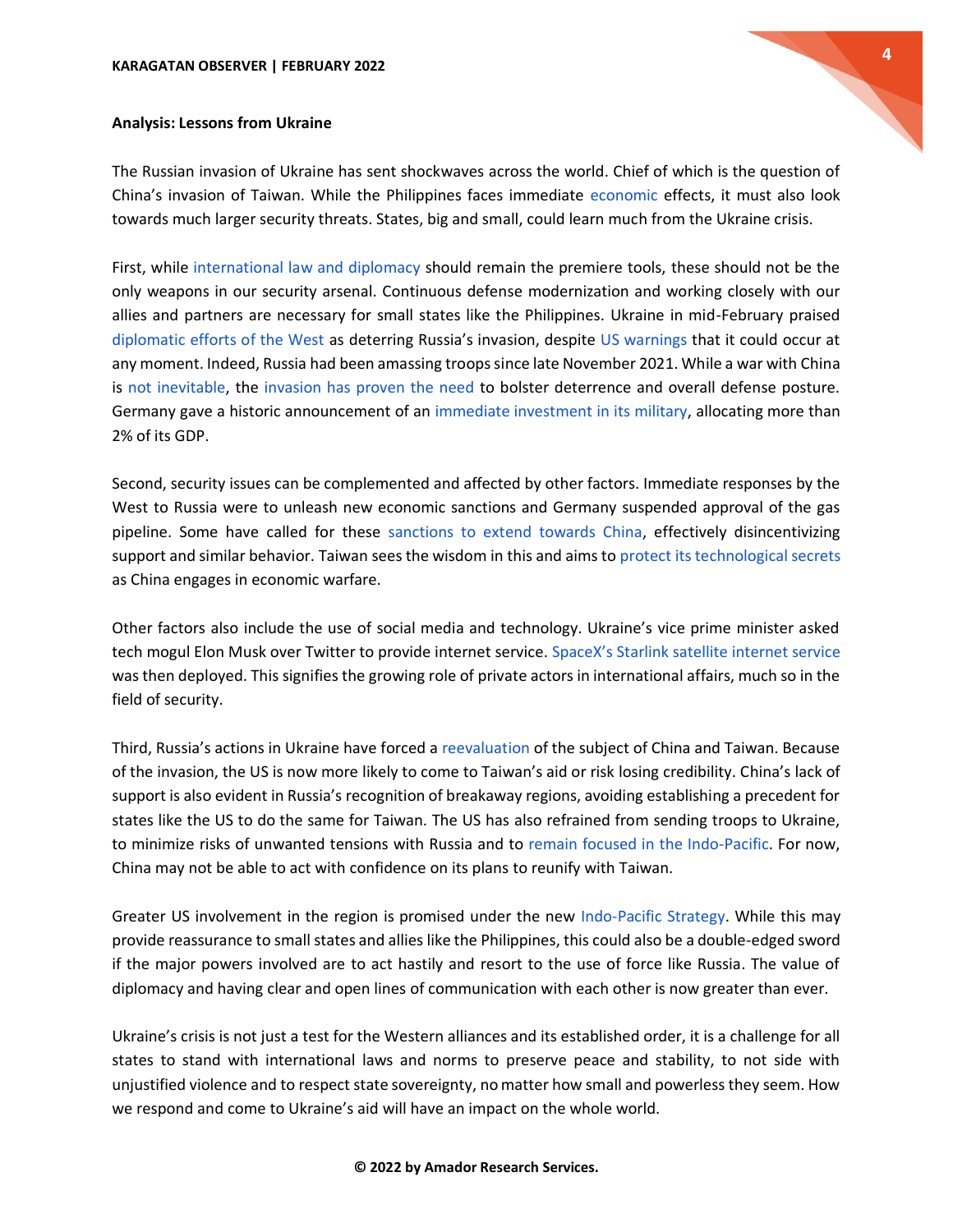## Analysis: Lessons from Ukraine

The Russian invasion of Ukraine has sent shockwaves across the world. Chief of which is the question of China's invasion of Taiwan. While the Philippines faces immediate economic effects, it must also look towards much larger security threats. States, big and small, could learn much from the Ukraine crisis.

First, while international law and diplomacy should remain the premiere tools, these should not be the only weapons in our security arsenal. Continuous defense modernization and working closely with our allies and partners are necessary for small states like the Philippines. Ukraine in mid-February praised diplomatic efforts of the West as deterring Russia's invasion, despite US warnings that it could occur at any moment. Indeed, Russia had been amassing troops since late November 2021. While a war with China is not inevitable, the invasion has proven the need to bolster deterrence and overall defense posture. Germany gave a historic announcement of an immediate investment in its military, allocating more than 2% of its GDP.

Second, security issues can be complemented and affected by other factors. Immediate responses by the West to Russia were to unleash new economic sanctions and Germany suspended approval of the gas pipeline. Some have called for these sanctions to extend towards China, effectively disincentivizing support and similar behavior. Taiwan sees the wisdom in this and aims to protect its technological secrets as China engages in economic warfare.

Other factors also include the use of social media and technology. Ukraine's vice prime minister asked tech mogul Elon Musk over Twitter to provide internet service. SpaceX's Starlink satellite internet service was then deployed. This signifies the growing role of private actors in international affairs, much so in the field of security.

Third, Russia's actions in Ukraine have forced a reevaluation of the subject of China and Taiwan. Because of the invasion, the US is now more likely to come to Taiwan's aid or risk losing credibility. China's lack of support is also evident in Russia's recognition of breakaway regions, avoiding establishing a precedent for states like the US to do the same for Taiwan. The US has also refrained from sending troops to Ukraine, to minimize risks of unwanted tensions with Russia and to remain focused in the Indo-Pacific. For now, China may not be able to act with confidence on its plans to reunify with Taiwan.

Greater US involvement in the region is promised under the new Indo-Pacific Strategy. While this may provide reassurance to small states and allies like the Philippines, this could also be a double-edged sword if the major powers involved are to act hastily and resort to the use of force like Russia. The value of diplomacy and having clear and open lines of communication with each other is now greater than ever.

Ukraine's crisis is not just a test for the Western alliances and its established order, it is a challenge for all states to stand with international laws and norms to preserve peace and stability, to not side with unjustified violence and to respect state sovereignty, no matter how small and powerless they seem. How we respond and come to Ukraine's aid will have an impact on the whole world.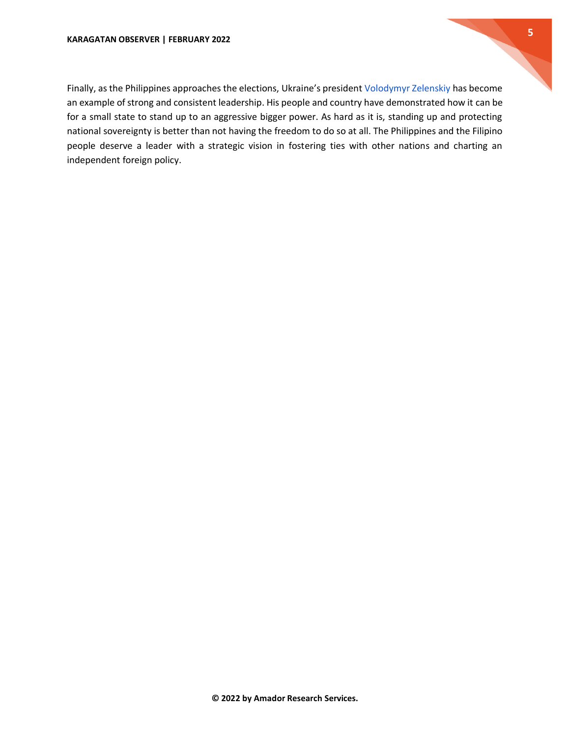Finally, as the Philippines approaches the elections, Ukraine's president Volodymyr Zelenskiy has become an example of strong and consistent leadership. His people and country have demonstrated how it can be for a small state to stand up to an aggressive bigger power. As hard as it is, standing up and protecting national sovereignty is better than not having the freedom to do so at all. The Philippines and the Filipino people deserve a leader with a strategic vision in fostering ties with other nations and charting an independent foreign policy.